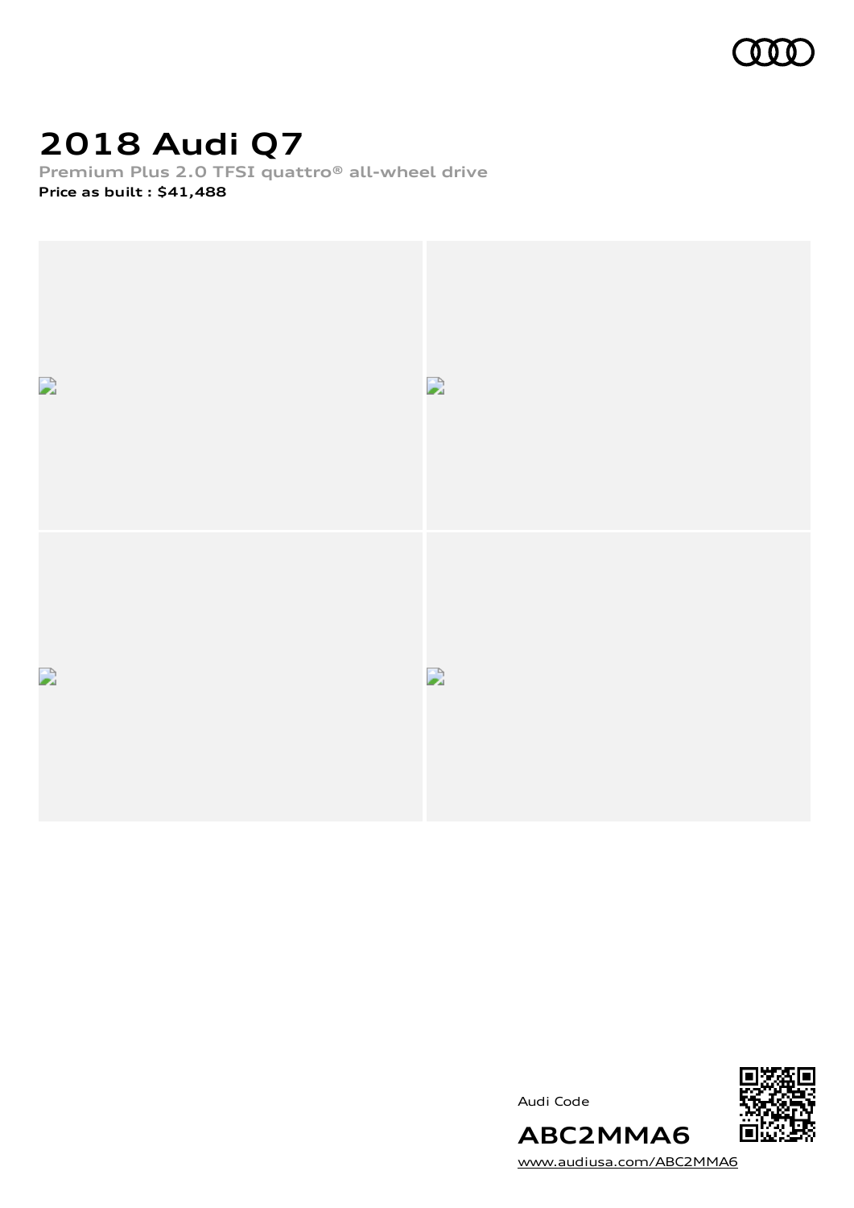# 2018 Audi Q7

**Premium Plus 2.0 TFSI quattro® all-wheel drive**

**Price as built : $41,488**

Audi Code

**ABC2MMA6**

www.audiusa.com/ABC2MMA6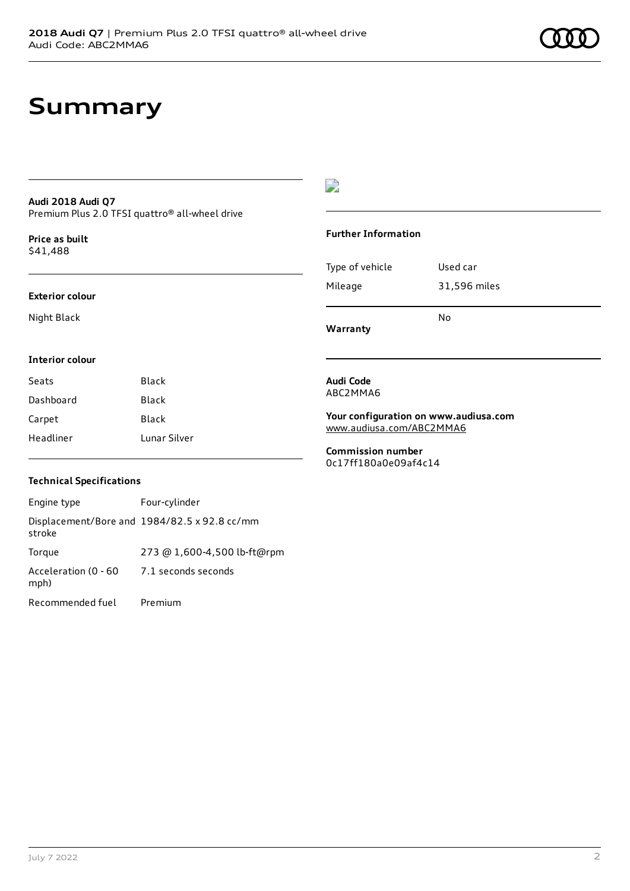# Summary

**Audi 2018 Audi Q7**
Premium Plus 2.0 TFSI quattro® all-wheel drive

**Price as built**
$41,488

### Exterior colour

Night Black

### Interior colour

| Seats | Black |
| --- | --- |
| Dashboard | Black |
| Carpet | Black |
| Headliner | Lunar Silver |

### Technical Specifications

| Engine type | Four-cylinder |
| --- | --- |
| Displacement/Bore and stroke | 1984/82.5 x 92.8 cc/mm |
| Torque | 273 @ 1,600-4,500 lb-ft@rpm |
| Acceleration (0 - 60 mph) | 7.1 seconds seconds |
| Recommended fuel | Premium |

### Further Information

| Type of vehicle | Used car |
| --- | --- |
| Mileage | 31,596 miles |

**Warranty** No

**Audi Code**
ABC2MMA6

**Your configuration on www.audiusa.com**
www.audiusa.com/ABC2MMA6

**Commission number**
0c17ff180a0e09af4c14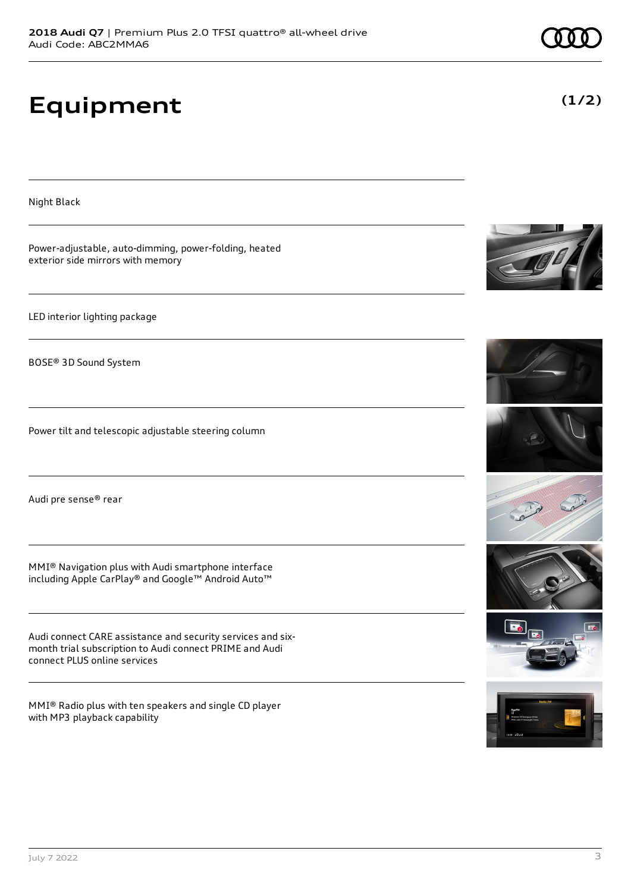# Equipment

**(1/2)**

Night Black

Power-adjustable, auto-dimming, power-folding, heated exterior side mirrors with memory

LED interior lighting package

BOSE® 3D Sound System

Power tilt and telescopic adjustable steering column

Audi pre sense® rear

MMI® Navigation plus with Audi smartphone interface including Apple CarPlay® and Google™ Android Auto™

Audi connect CARE assistance and security services and six-month trial subscription to Audi connect PRIME and Audi connect PLUS online services

MMI® Radio plus with ten speakers and single CD player with MP3 playback capability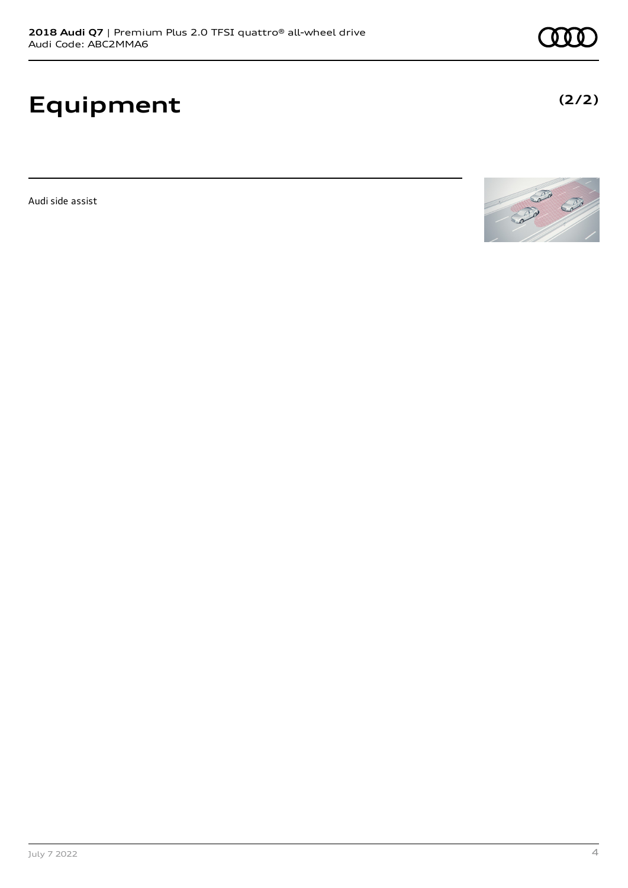# Equipment

**(2/2)**

Audi side assist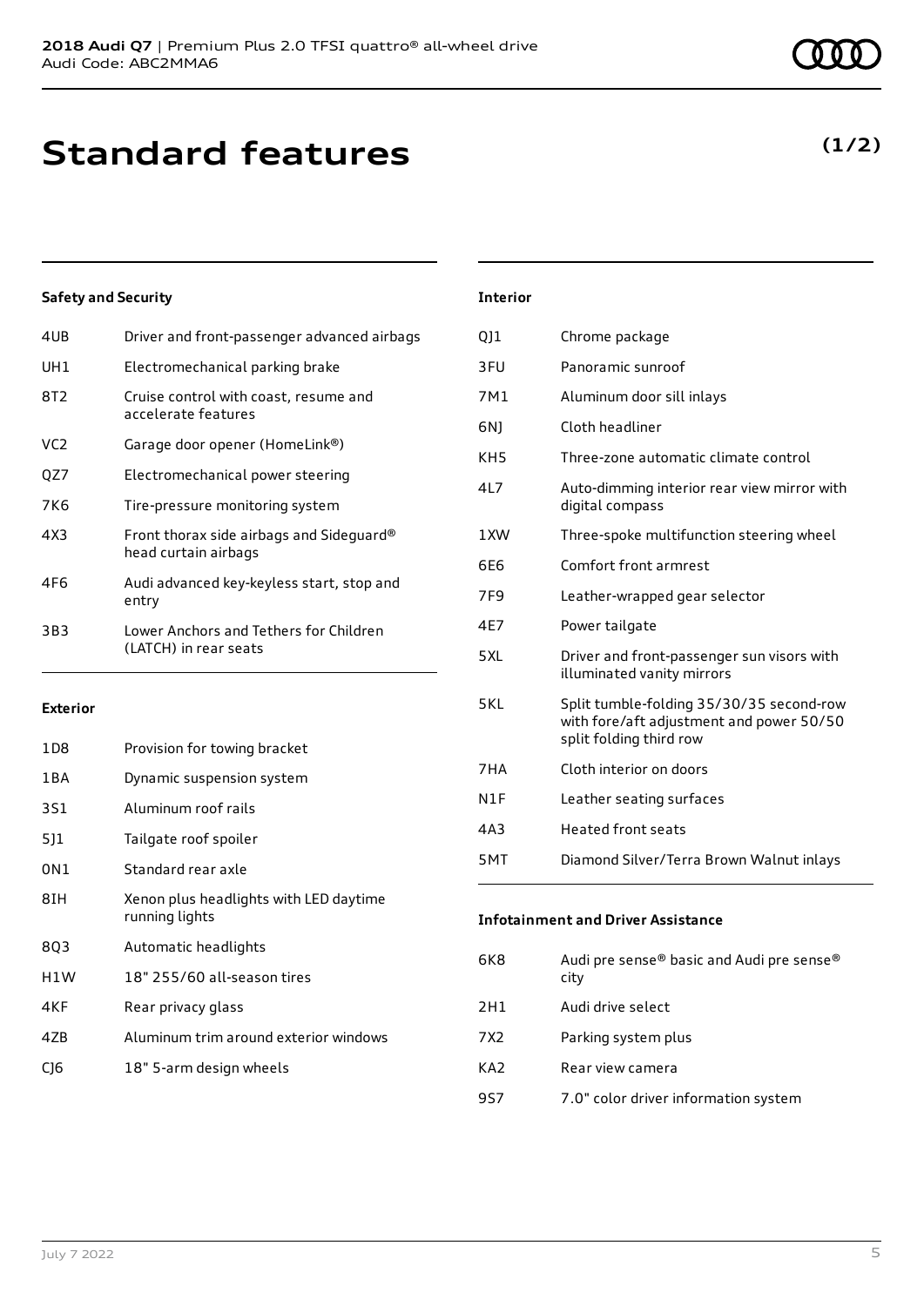# Standard features

**(1/2)**

### Safety and Security

| | |
|---|---|
| 4UB | Driver and front-passenger advanced airbags |
| UH1 | Electromechanical parking brake |
| 8T2 | Cruise control with coast, resume and accelerate features |
| VC2 | Garage door opener (HomeLink®) |
| QZ7 | Electromechanical power steering |
| 7K6 | Tire-pressure monitoring system |
| 4X3 | Front thorax side airbags and Sideguard® head curtain airbags |
| 4F6 | Audi advanced key-keyless start, stop and entry |
| 3B3 | Lower Anchors and Tethers for Children (LATCH) in rear seats |

### Exterior

| | |
|---|---|
| 1D8 | Provision for towing bracket |
| 1BA | Dynamic suspension system |
| 3S1 | Aluminum roof rails |
| 5J1 | Tailgate roof spoiler |
| 0N1 | Standard rear axle |
| 8IH | Xenon plus headlights with LED daytime running lights |
| 8Q3 | Automatic headlights |
| H1W | 18" 255/60 all-season tires |
| 4KF | Rear privacy glass |
| 4ZB | Aluminum trim around exterior windows |
| CJ6 | 18" 5-arm design wheels |

### Interior

| | |
|---|---|
| QJ1 | Chrome package |
| 3FU | Panoramic sunroof |
| 7M1 | Aluminum door sill inlays |
| 6NJ | Cloth headliner |
| KH5 | Three-zone automatic climate control |
| 4L7 | Auto-dimming interior rear view mirror with digital compass |
| 1XW | Three-spoke multifunction steering wheel |
| 6E6 | Comfort front armrest |
| 7F9 | Leather-wrapped gear selector |
| 4E7 | Power tailgate |
| 5XL | Driver and front-passenger sun visors with illuminated vanity mirrors |
| 5KL | Split tumble-folding 35/30/35 second-row with fore/aft adjustment and power 50/50 split folding third row |
| 7HA | Cloth interior on doors |
| N1F | Leather seating surfaces |
| 4A3 | Heated front seats |
| 5MT | Diamond Silver/Terra Brown Walnut inlays |

### Infotainment and Driver Assistance

| | |
|---|---|
| 6K8 | Audi pre sense® basic and Audi pre sense® city |
| 2H1 | Audi drive select |
| 7X2 | Parking system plus |
| KA2 | Rear view camera |
| 9S7 | 7.0" color driver information system |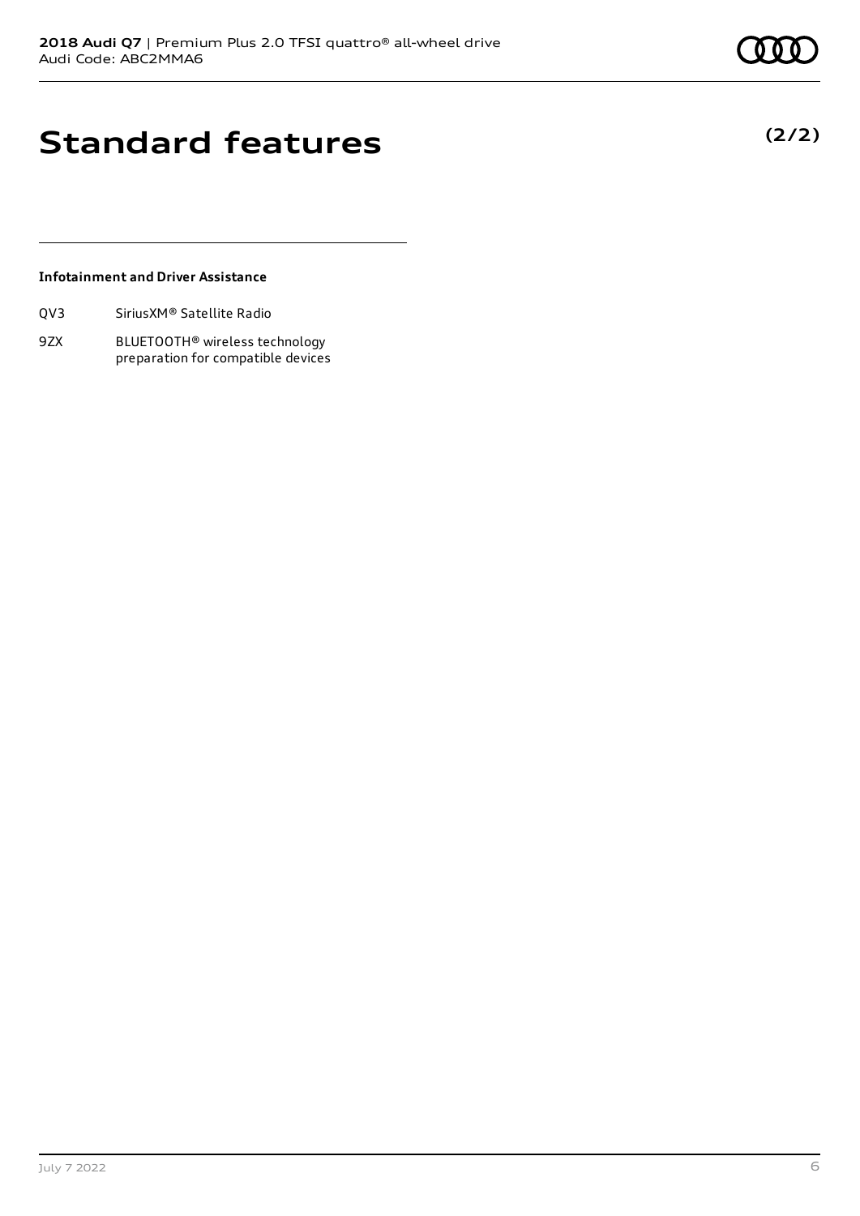# Standard features

**(2/2)**

**Infotainment and Driver Assistance**

| | |
|---|---|
| QV3 | SiriusXM® Satellite Radio |
| 9ZX | BLUETOOTH® wireless technology preparation for compatible devices |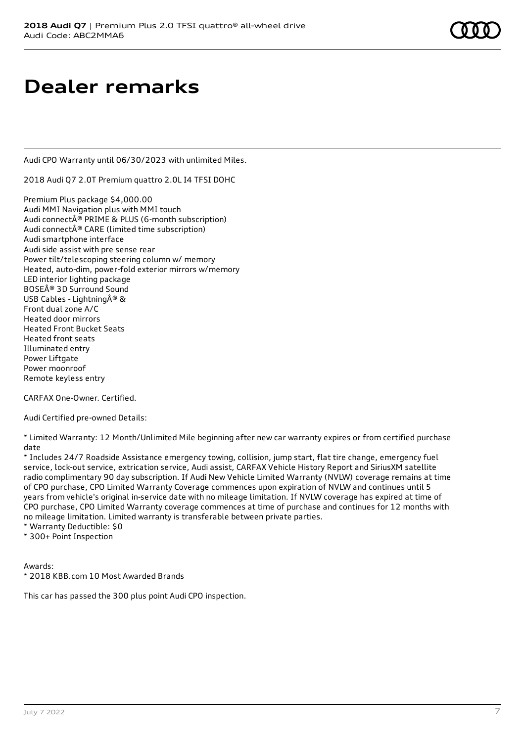# Dealer remarks

Audi CPO Warranty until 06/30/2023 with unlimited Miles.

2018 Audi Q7 2.0T Premium quattro 2.0L I4 TFSI DOHC

Premium Plus package $4,000.00
Audi MMI Navigation plus with MMI touch
Audi connectÂ® PRIME & PLUS (6-month subscription)
Audi connectÂ® CARE (limited time subscription)
Audi smartphone interface
Audi side assist with pre sense rear
Power tilt/telescoping steering column w/ memory
Heated, auto-dim, power-fold exterior mirrors w/memory
LED interior lighting package
BOSEÂ® 3D Surround Sound
USB Cables - LightningÂ® &
Front dual zone A/C
Heated door mirrors
Heated Front Bucket Seats
Heated front seats
Illuminated entry
Power Liftgate
Power moonroof
Remote keyless entry

CARFAX One-Owner. Certified.

Audi Certified pre-owned Details:

* Limited Warranty: 12 Month/Unlimited Mile beginning after new car warranty expires or from certified purchase date
* Includes 24/7 Roadside Assistance emergency towing, collision, jump start, flat tire change, emergency fuel service, lock-out service, extrication service, Audi assist, CARFAX Vehicle History Report and SiriusXM satellite radio complimentary 90 day subscription. If Audi New Vehicle Limited Warranty (NVLW) coverage remains at time of CPO purchase, CPO Limited Warranty Coverage commences upon expiration of NVLW and continues until 5 years from vehicle's original in-service date with no mileage limitation. If NVLW coverage has expired at time of CPO purchase, CPO Limited Warranty coverage commences at time of purchase and continues for 12 months with no mileage limitation. Limited warranty is transferable between private parties.
* Warranty Deductible: $0
* 300+ Point Inspection

Awards:
* 2018 KBB.com 10 Most Awarded Brands

This car has passed the 300 plus point Audi CPO inspection.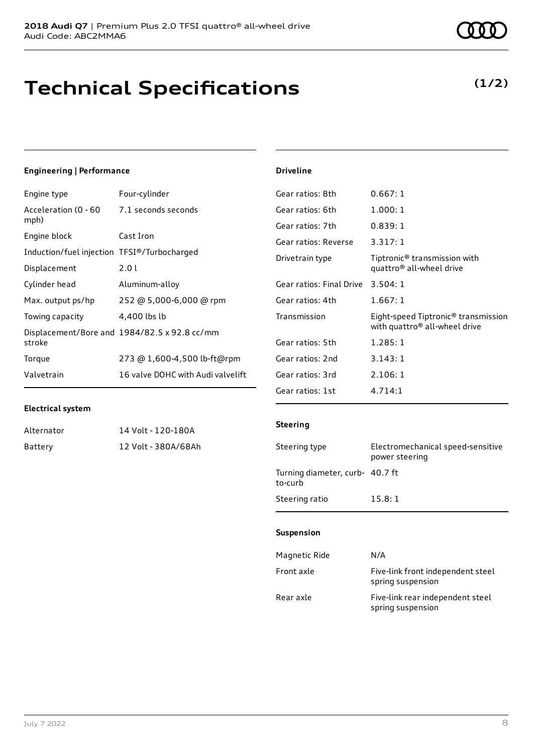# Technical Specifications

**(1/2)**

### Engineering | Performance

| | |
|---|---|
| Engine type | Four-cylinder |
| Acceleration (0 - 60 mph) | 7.1 seconds seconds |
| Engine block | Cast Iron |
| Induction/fuel injection | TFSI®/Turbocharged |
| Displacement | 2.0 l |
| Cylinder head | Aluminum-alloy |
| Max. output ps/hp | 252 @ 5,000-6,000 @ rpm |
| Towing capacity | 4,400 lbs lb |
| Displacement/Bore and stroke | 1984/82.5 x 92.8 cc/mm |
| Torque | 273 @ 1,600-4,500 lb-ft@rpm |
| Valvetrain | 16 valve DOHC with Audi valvelift |

### Electrical system

| | |
|---|---|
| Alternator | 14 Volt - 120-180A |
| Battery | 12 Volt - 380A/68Ah |

### Driveline

| | |
|---|---|
| Gear ratios: 8th | 0.667: 1 |
| Gear ratios: 6th | 1.000: 1 |
| Gear ratios: 7th | 0.839: 1 |
| Gear ratios: Reverse | 3.317: 1 |
| Drivetrain type | Tiptronic® transmission with quattro® all-wheel drive |
| Gear ratios: Final Drive | 3.504: 1 |
| Gear ratios: 4th | 1.667: 1 |
| Transmission | Eight-speed Tiptronic® transmission with quattro® all-wheel drive |
| Gear ratios: 5th | 1.285: 1 |
| Gear ratios: 2nd | 3.143: 1 |
| Gear ratios: 3rd | 2.106: 1 |
| Gear ratios: 1st | 4.714:1 |

### Steering

| | |
|---|---|
| Steering type | Electromechanical speed-sensitive power steering |
| Turning diameter, curb-to-curb | 40.7 ft |
| Steering ratio | 15.8: 1 |

### Suspension

| | |
|---|---|
| Magnetic Ride | N/A |
| Front axle | Five-link front independent steel spring suspension |
| Rear axle | Five-link rear independent steel spring suspension |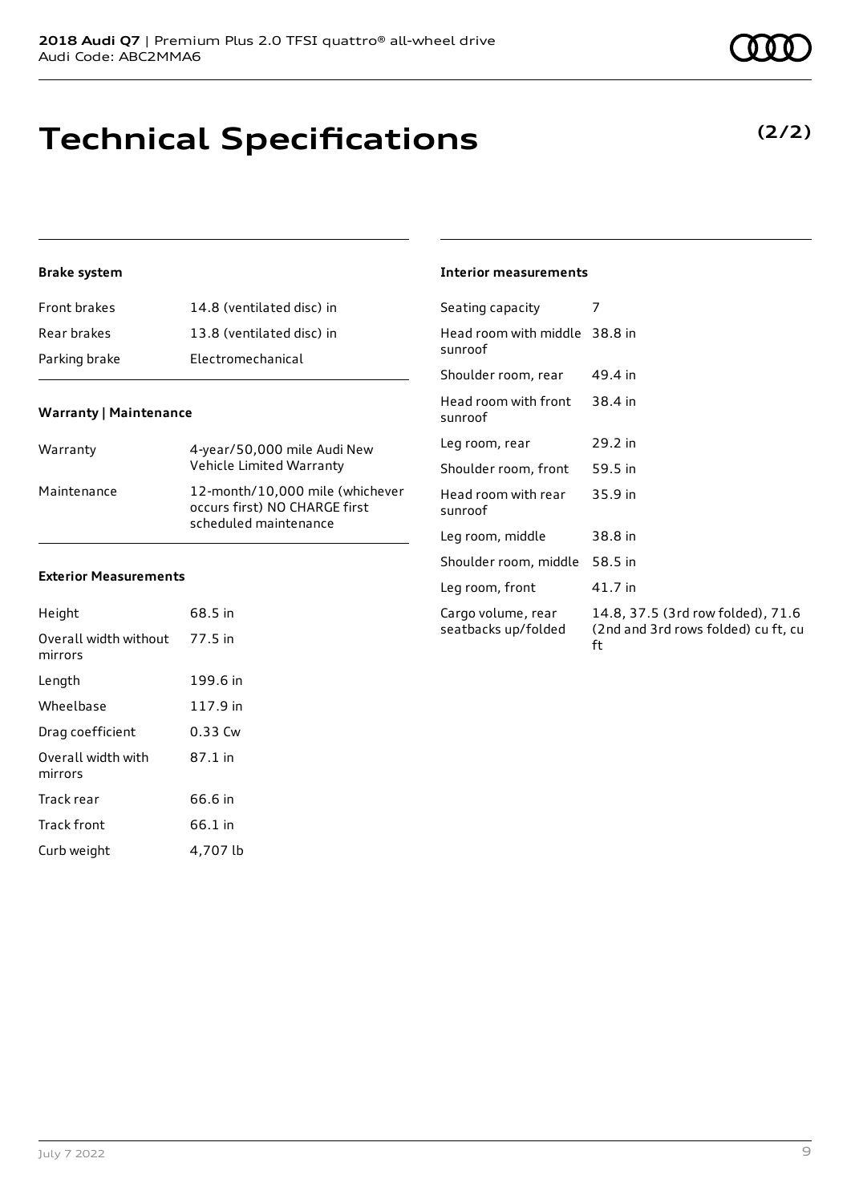# Technical Specifications

**(2/2)**

#### Brake system

| | |
|---|---|
| Front brakes | 14.8 (ventilated disc) in |
| Rear brakes | 13.8 (ventilated disc) in |
| Parking brake | Electromechanical |

#### Warranty | Maintenance

| | |
|---|---|
| Warranty | 4-year/50,000 mile Audi New Vehicle Limited Warranty |
| Maintenance | 12-month/10,000 mile (whichever occurs first) NO CHARGE first scheduled maintenance |

#### Exterior Measurements

| | |
|---|---|
| Height | 68.5 in |
| Overall width without mirrors | 77.5 in |
| Length | 199.6 in |
| Wheelbase | 117.9 in |
| Drag coefficient | 0.33 Cw |
| Overall width with mirrors | 87.1 in |
| Track rear | 66.6 in |
| Track front | 66.1 in |
| Curb weight | 4,707 lb |

#### Interior measurements

| | |
|---|---|
| Seating capacity | 7 |
| Head room with middle sunroof | 38.8 in |
| Shoulder room, rear | 49.4 in |
| Head room with front sunroof | 38.4 in |
| Leg room, rear | 29.2 in |
| Shoulder room, front | 59.5 in |
| Head room with rear sunroof | 35.9 in |
| Leg room, middle | 38.8 in |
| Shoulder room, middle | 58.5 in |
| Leg room, front | 41.7 in |
| Cargo volume, rear seatbacks up/folded | 14.8, 37.5 (3rd row folded), 71.6 (2nd and 3rd rows folded) cu ft, cu ft |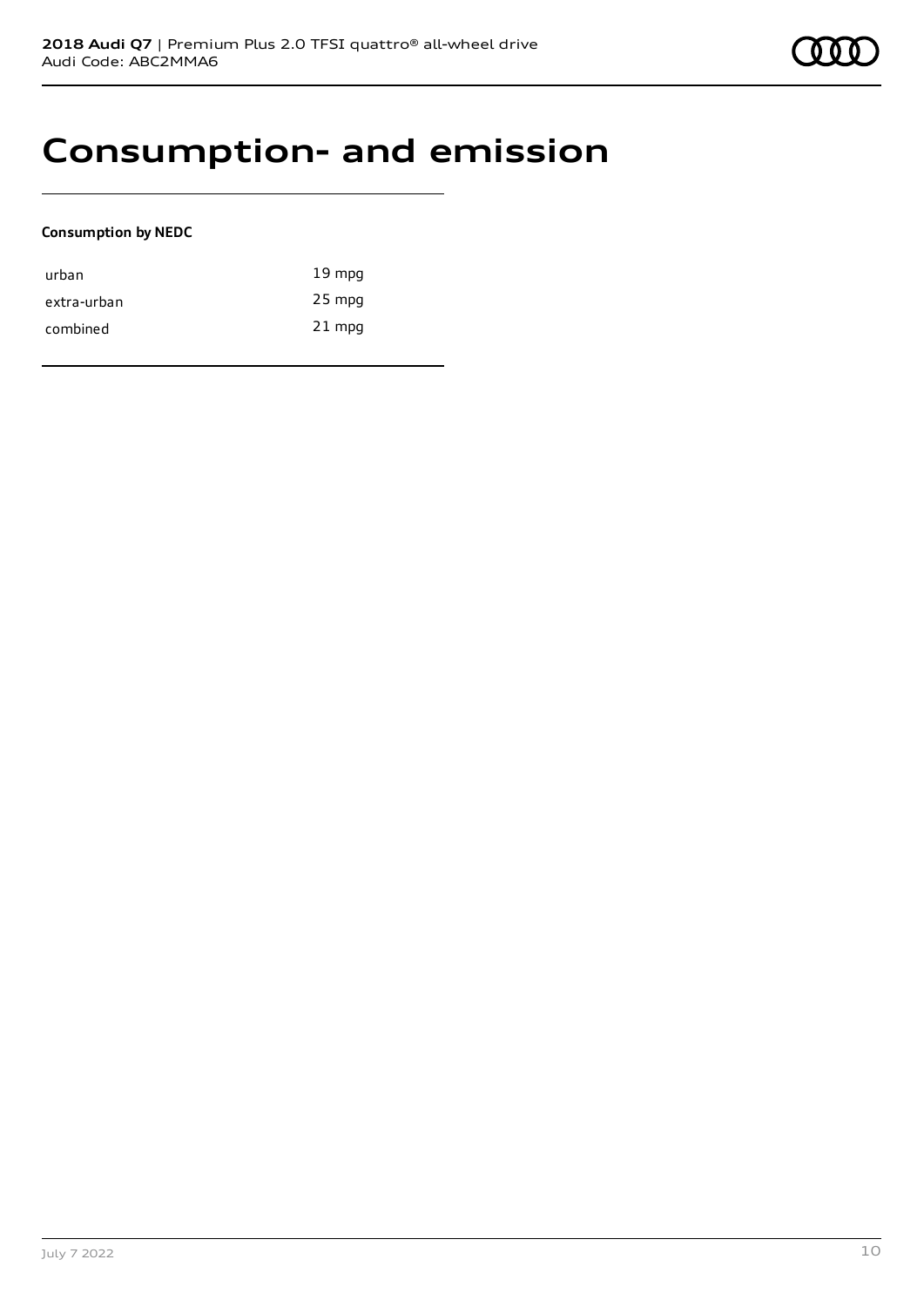# Consumption- and emission

**Consumption by NEDC**

| | |
|---|---|
| urban | 19 mpg |
| extra-urban | 25 mpg |
| combined | 21 mpg |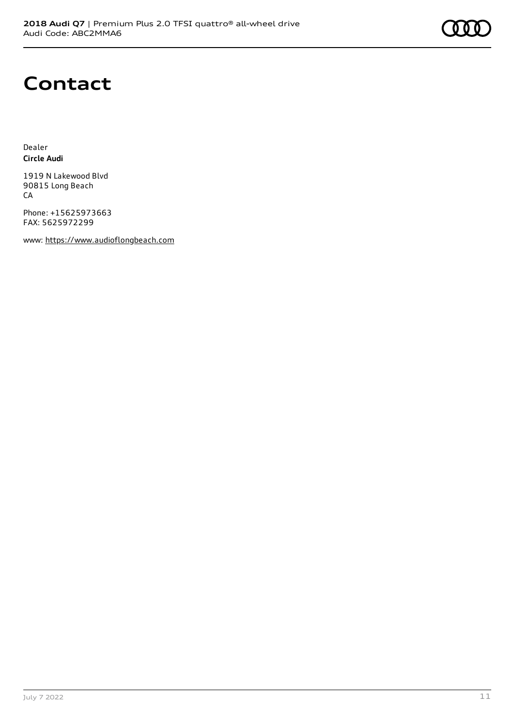# Contact

Dealer
**Circle Audi**

1919 N Lakewood Blvd
90815 Long Beach
CA

Phone: +15625973663
FAX: 5625972299

www: https://www.audioflongbeach.com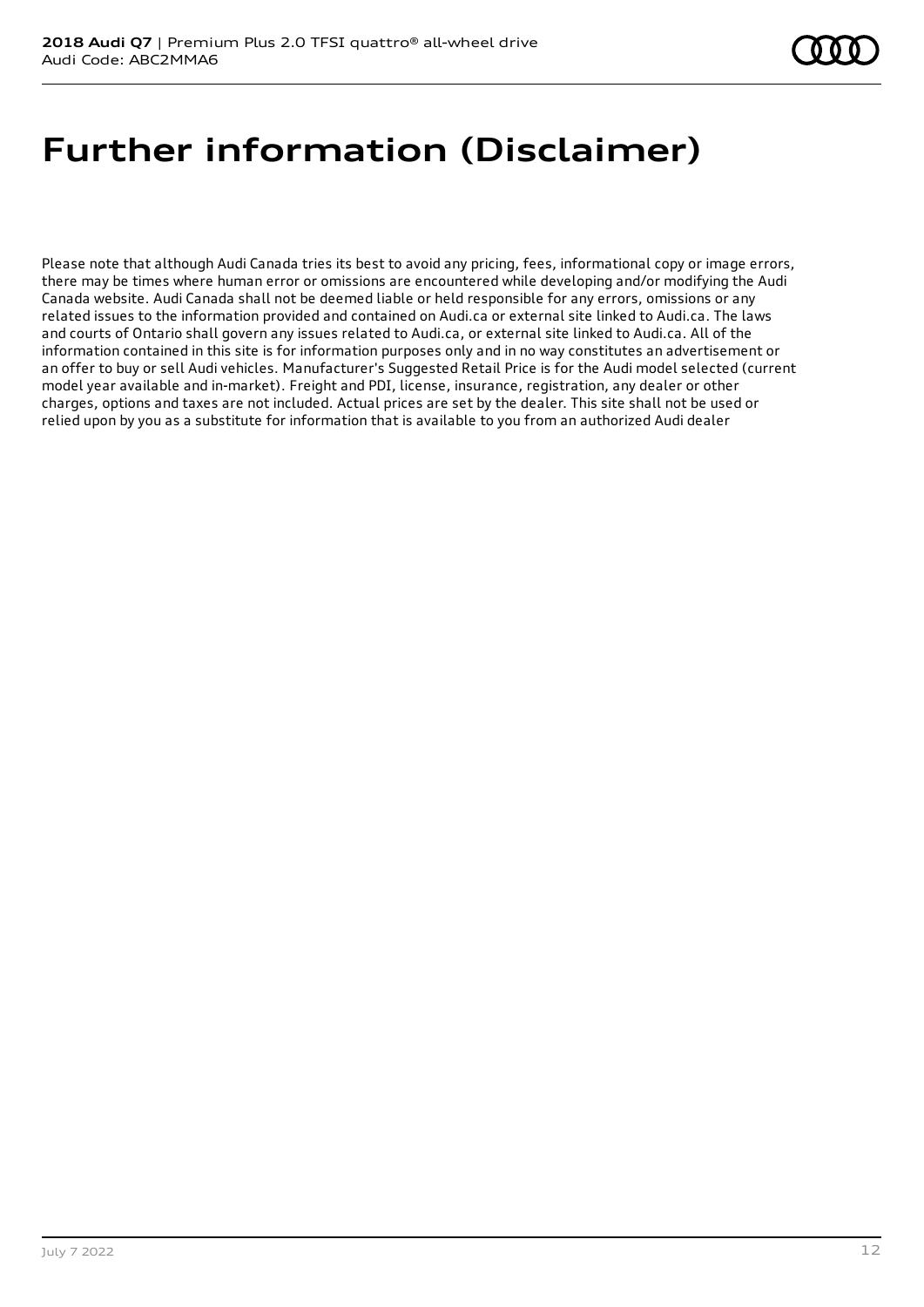# Further information (Disclaimer)

Please note that although Audi Canada tries its best to avoid any pricing, fees, informational copy or image errors, there may be times where human error or omissions are encountered while developing and/or modifying the Audi Canada website. Audi Canada shall not be deemed liable or held responsible for any errors, omissions or any related issues to the information provided and contained on Audi.ca or external site linked to Audi.ca. The laws and courts of Ontario shall govern any issues related to Audi.ca, or external site linked to Audi.ca. All of the information contained in this site is for information purposes only and in no way constitutes an advertisement or an offer to buy or sell Audi vehicles. Manufacturer's Suggested Retail Price is for the Audi model selected (current model year available and in-market). Freight and PDI, license, insurance, registration, any dealer or other charges, options and taxes are not included. Actual prices are set by the dealer. This site shall not be used or relied upon by you as a substitute for information that is available to you from an authorized Audi dealer